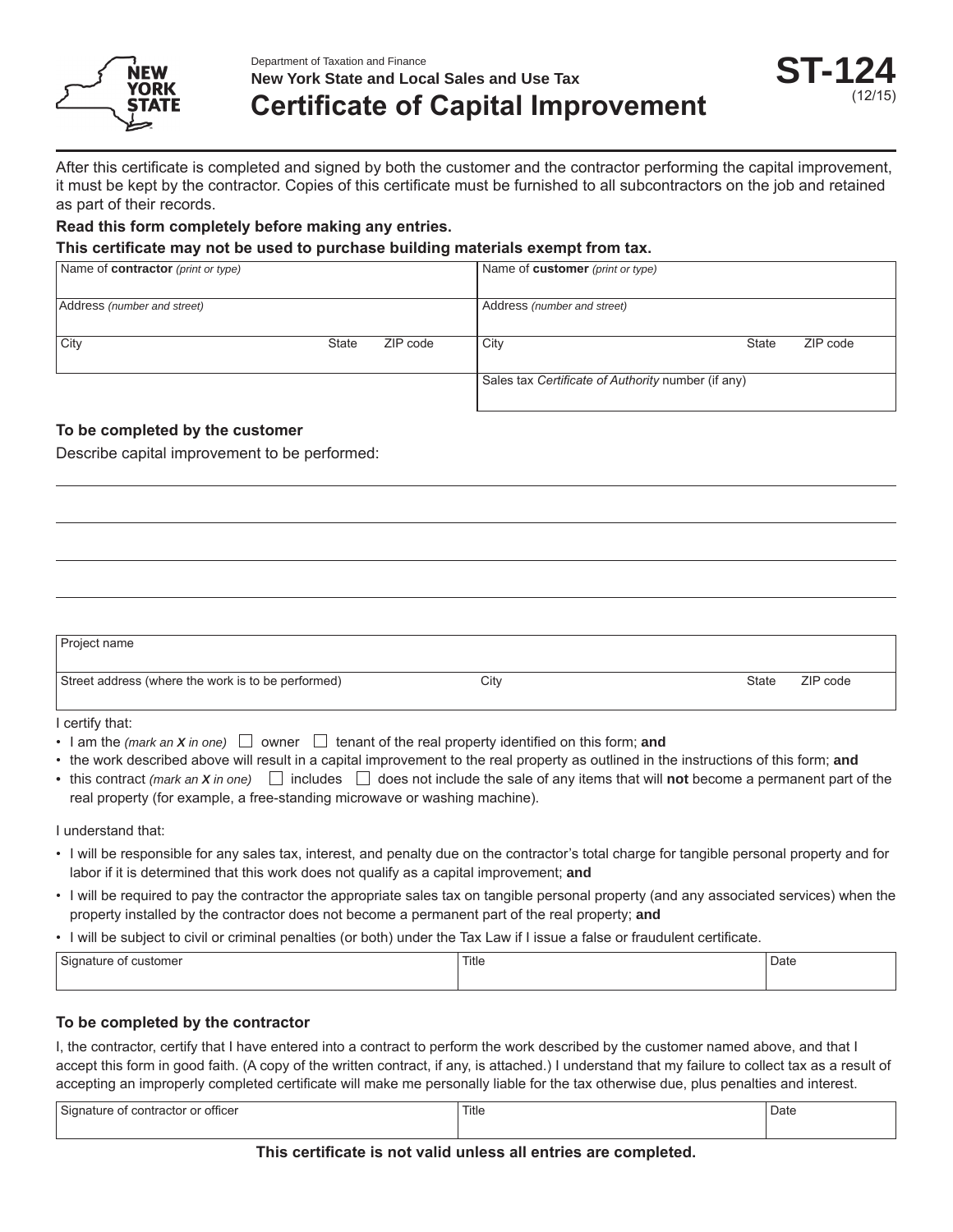Department of Taxation and Finance

**New York State and Local Sales and Use Tax**

# Certificate of Capital Improvement

**ST-124** (12/15)

After this certificate is completed and signed by both the customer and the contractor performing the capital improvement, it must be kept by the contractor. Copies of this certificate must be furnished to all subcontractors on the job and retained as part of their records.

**Read this form completely before making any entries.**

**This certificate may not be used to purchase building materials exempt from tax.**

| Name of **contractor** *(print or type)* | | | Name of **customer** *(print or type)* | | |
|---|---|---|---|---|---|
| Address *(number and street)* | | | Address *(number and street)* | | |
| City | State | ZIP code | City | State | ZIP code |
| | | | Sales tax *Certificate of Authority* number (if any) | | |

### To be completed by the customer

Describe capital improvement to be performed:

| Project name | | | |
|---|---|---|---|
| Street address (where the work is to be performed) | City | State | ZIP code |

I certify that:

- I am the *(mark an **X** in one)* ☐ owner ☐ tenant of the real property identified on this form; **and**
- the work described above will result in a capital improvement to the real property as outlined in the instructions of this form; **and**
- this contract *(mark an **X** in one)* ☐ includes ☐ does not include the sale of any items that will **not** become a permanent part of the real property (for example, a free-standing microwave or washing machine).

I understand that:

- I will be responsible for any sales tax, interest, and penalty due on the contractor's total charge for tangible personal property and for labor if it is determined that this work does not qualify as a capital improvement; **and**
- I will be required to pay the contractor the appropriate sales tax on tangible personal property (and any associated services) when the property installed by the contractor does not become a permanent part of the real property; **and**
- I will be subject to civil or criminal penalties (or both) under the Tax Law if I issue a false or fraudulent certificate.

| Signature of customer | Title | Date |
|---|---|---|

### To be completed by the contractor

I, the contractor, certify that I have entered into a contract to perform the work described by the customer named above, and that I accept this form in good faith. (A copy of the written contract, if any, is attached.) I understand that my failure to collect tax as a result of accepting an improperly completed certificate will make me personally liable for the tax otherwise due, plus penalties and interest.

| Signature of contractor or officer | Title | Date |
|---|---|---|

**This certificate is not valid unless all entries are completed.**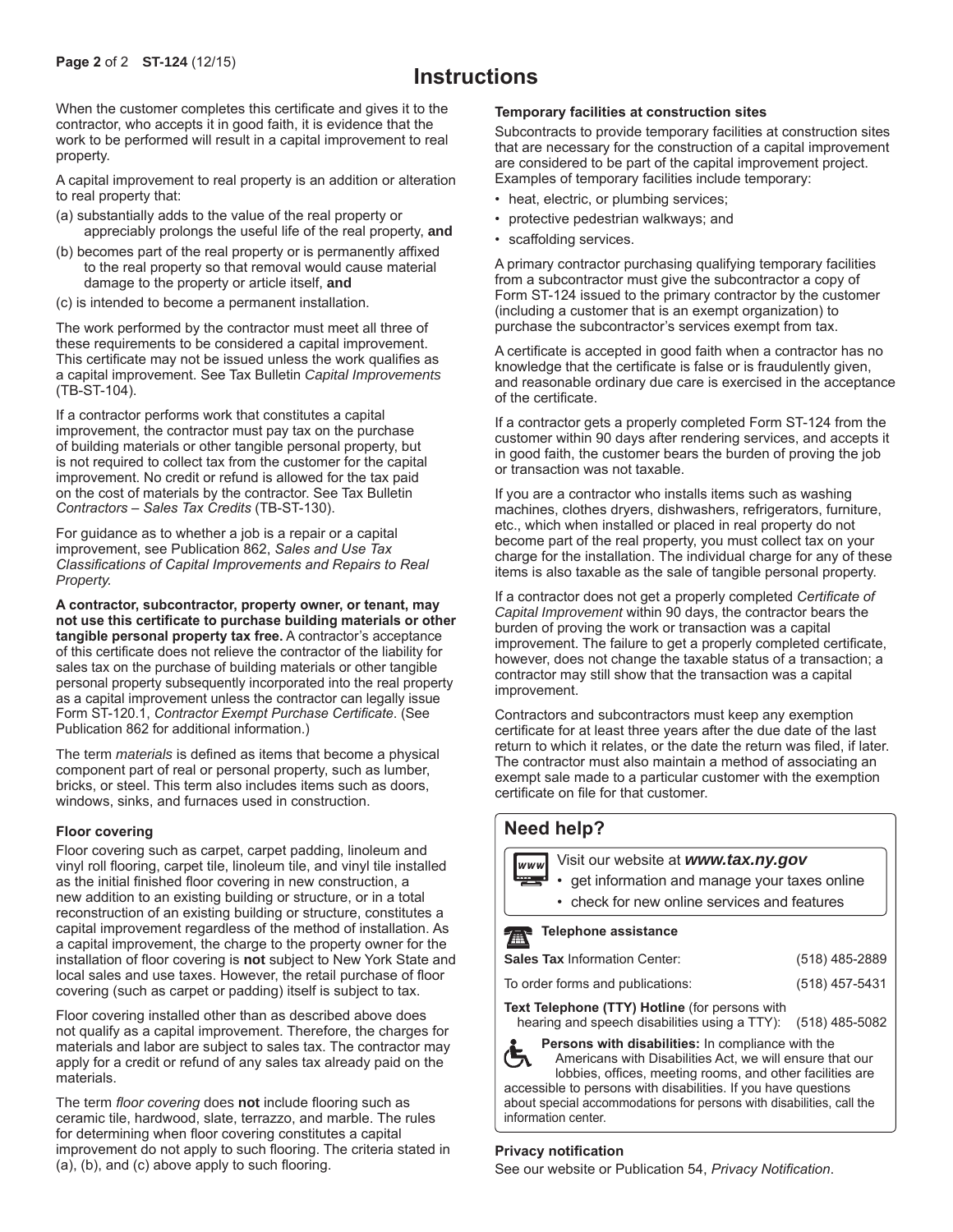# Instructions

When the customer completes this certificate and gives it to the contractor, who accepts it in good faith, it is evidence that the work to be performed will result in a capital improvement to real property.

A capital improvement to real property is an addition or alteration to real property that:

(a) substantially adds to the value of the real property or appreciably prolongs the useful life of the real property, **and**

(b) becomes part of the real property or is permanently affixed to the real property so that removal would cause material damage to the property or article itself, **and**

(c) is intended to become a permanent installation.

The work performed by the contractor must meet all three of these requirements to be considered a capital improvement. This certificate may not be issued unless the work qualifies as a capital improvement. See Tax Bulletin *Capital Improvements* (TB-ST-104).

If a contractor performs work that constitutes a capital improvement, the contractor must pay tax on the purchase of building materials or other tangible personal property, but is not required to collect tax from the customer for the capital improvement. No credit or refund is allowed for the tax paid on the cost of materials by the contractor. See Tax Bulletin *Contractors – Sales Tax Credits* (TB-ST-130).

For guidance as to whether a job is a repair or a capital improvement, see Publication 862, *Sales and Use Tax Classifications of Capital Improvements and Repairs to Real Property.*

**A contractor, subcontractor, property owner, or tenant, may not use this certificate to purchase building materials or other tangible personal property tax free.** A contractor's acceptance of this certificate does not relieve the contractor of the liability for sales tax on the purchase of building materials or other tangible personal property subsequently incorporated into the real property as a capital improvement unless the contractor can legally issue Form ST-120.1, *Contractor Exempt Purchase Certificate*. (See Publication 862 for additional information.)

The term *materials* is defined as items that become a physical component part of real or personal property, such as lumber, bricks, or steel. This term also includes items such as doors, windows, sinks, and furnaces used in construction.

### Floor covering

Floor covering such as carpet, carpet padding, linoleum and vinyl roll flooring, carpet tile, linoleum tile, and vinyl tile installed as the initial finished floor covering in new construction, a new addition to an existing building or structure, or in a total reconstruction of an existing building or structure, constitutes a capital improvement regardless of the method of installation. As a capital improvement, the charge to the property owner for the installation of floor covering is **not** subject to New York State and local sales and use taxes. However, the retail purchase of floor covering (such as carpet or padding) itself is subject to tax.

Floor covering installed other than as described above does not qualify as a capital improvement. Therefore, the charges for materials and labor are subject to sales tax. The contractor may apply for a credit or refund of any sales tax already paid on the materials.

The term *floor covering* does **not** include flooring such as ceramic tile, hardwood, slate, terrazzo, and marble. The rules for determining when floor covering constitutes a capital improvement do not apply to such flooring. The criteria stated in (a), (b), and (c) above apply to such flooring.

### Temporary facilities at construction sites

Subcontracts to provide temporary facilities at construction sites that are necessary for the construction of a capital improvement are considered to be part of the capital improvement project. Examples of temporary facilities include temporary:

- heat, electric, or plumbing services;
- protective pedestrian walkways; and
- scaffolding services.

A primary contractor purchasing qualifying temporary facilities from a subcontractor must give the subcontractor a copy of Form ST-124 issued to the primary contractor by the customer (including a customer that is an exempt organization) to purchase the subcontractor's services exempt from tax.

A certificate is accepted in good faith when a contractor has no knowledge that the certificate is false or is fraudulently given, and reasonable ordinary due care is exercised in the acceptance of the certificate.

If a contractor gets a properly completed Form ST-124 from the customer within 90 days after rendering services, and accepts it in good faith, the customer bears the burden of proving the job or transaction was not taxable.

If you are a contractor who installs items such as washing machines, clothes dryers, dishwashers, refrigerators, furniture, etc., which when installed or placed in real property do not become part of the real property, you must collect tax on your charge for the installation. The individual charge for any of these items is also taxable as the sale of tangible personal property.

If a contractor does not get a properly completed *Certificate of Capital Improvement* within 90 days, the contractor bears the burden of proving the work or transaction was a capital improvement. The failure to get a properly completed certificate, however, does not change the taxable status of a transaction; a contractor may still show that the transaction was a capital improvement.

Contractors and subcontractors must keep any exemption certificate for at least three years after the due date of the last return to which it relates, or the date the return was filed, if later. The contractor must also maintain a method of associating an exempt sale made to a particular customer with the exemption certificate on file for that customer.

## Need help?

Visit our website at ***www.tax.ny.gov***

- get information and manage your taxes online
- check for new online services and features

**Telephone assistance**

| | |
|---|---|
| **Sales Tax** Information Center: | (518) 485-2889 |
| To order forms and publications: | (518) 457-5431 |
| **Text Telephone (TTY) Hotline** (for persons with hearing and speech disabilities using a TTY): | (518) 485-5082 |

**Persons with disabilities:** In compliance with the Americans with Disabilities Act, we will ensure that our lobbies, offices, meeting rooms, and other facilities are accessible to persons with disabilities. If you have questions about special accommodations for persons with disabilities, call the information center.

### Privacy notification

See our website or Publication 54, *Privacy Notification*.